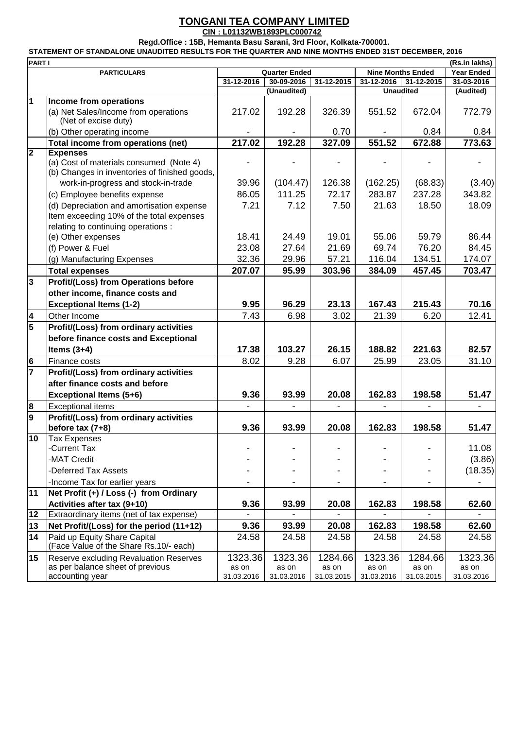# TONGANI TEA COMPANY LIMITED

**CIN : L01132WB1893PLC000742**

**Regd.Office : 15B, Hemanta Basu Sarani, 3rd Floor, Kolkata-700001.**

**STATEMENT OF STANDALONE UNAUDITED RESULTS FOR THE QUARTER AND NINE MONTHS ENDED 31ST DECEMBER, 2016**

**PART I** (Rs.in lakhs)

| | PARTICULARS | Quarter Ended | | | Nine Months Ended | | Year Ended |
|---|---|---|---|---|---|---|---|
| | | 31-12-2016 | 30-09-2016 | 31-12-2015 | 31-12-2016 | 31-12-2015 | 31-03-2016 |
| | | (Unaudited) | | | Unaudited | | (Audited) |
| **1** | **Income from operations** | | | | | | |
| | (a) Net Sales/Income from operations (Net of excise duty) | 217.02 | 192.28 | 326.39 | 551.52 | 672.04 | 772.79 |
| | (b) Other operating income | - | - | 0.70 | - | 0.84 | 0.84 |
| | **Total income from operations (net)** | **217.02** | **192.28** | **327.09** | **551.52** | **672.88** | **773.63** |
| **2** | **Expenses** | | | | | | |
| | (a) Cost of materials consumed (Note 4) | - | - | - | - | - | - |
| | (b) Changes in inventories of finished goods, work-in-progress and stock-in-trade | 39.96 | (104.47) | 126.38 | (162.25) | (68.83) | (3.40) |
| | (c) Employee benefits expense | 86.05 | 111.25 | 72.17 | 283.87 | 237.28 | 343.82 |
| | (d) Depreciation and amortisation expense | 7.21 | 7.12 | 7.50 | 21.63 | 18.50 | 18.09 |
| | Item exceeding 10% of the total expenses relating to continuing operations : | | | | | | |
| | (e) Other expenses | 18.41 | 24.49 | 19.01 | 55.06 | 59.79 | 86.44 |
| | (f) Power & Fuel | 23.08 | 27.64 | 21.69 | 69.74 | 76.20 | 84.45 |
| | (g) Manufacturing Expenses | 32.36 | 29.96 | 57.21 | 116.04 | 134.51 | 174.07 |
| | **Total expenses** | **207.07** | **95.99** | **303.96** | **384.09** | **457.45** | **703.47** |
| **3** | **Profit/(Loss) from Operations before other income, finance costs and Exceptional Items (1-2)** | **9.95** | **96.29** | **23.13** | **167.43** | **215.43** | **70.16** |
| **4** | Other Income | 7.43 | 6.98 | 3.02 | 21.39 | 6.20 | 12.41 |
| **5** | **Profit/(Loss) from ordinary activities before finance costs and Exceptional Items (3+4)** | **17.38** | **103.27** | **26.15** | **188.82** | **221.63** | **82.57** |
| **6** | Finance costs | 8.02 | 9.28 | 6.07 | 25.99 | 23.05 | 31.10 |
| **7** | **Profit/(Loss) from ordinary activities after finance costs and before Exceptional Items (5+6)** | **9.36** | **93.99** | **20.08** | **162.83** | **198.58** | **51.47** |
| **8** | Exceptional items | - | - | - | - | - | - |
| **9** | **Profit/(Loss) from ordinary activities before tax (7+8)** | **9.36** | **93.99** | **20.08** | **162.83** | **198.58** | **51.47** |
| **10** | Tax Expenses | | | | | | |
| | -Current Tax | - | - | - | - | - | 11.08 |
| | -MAT Credit | - | - | - | - | - | (3.86) |
| | -Deferred Tax Assets | - | - | - | - | - | (18.35) |
| | -Income Tax for earlier years | - | - | - | - | - | - |
| **11** | **Net Profit (+) / Loss (-) from Ordinary Activities after tax (9+10)** | **9.36** | **93.99** | **20.08** | **162.83** | **198.58** | **62.60** |
| **12** | Extraordinary items (net of tax expense) | - | - | - | - | - | - |
| **13** | **Net Profit/(Loss) for the period (11+12)** | **9.36** | **93.99** | **20.08** | **162.83** | **198.58** | **62.60** |
| **14** | Paid up Equity Share Capital (Face Value of the Share Rs.10/- each) | 24.58 | 24.58 | 24.58 | 24.58 | 24.58 | 24.58 |
| **15** | Reserve excluding Revaluation Reserves as per balance sheet of previous accounting year | 1323.36 as on 31.03.2016 | 1323.36 as on 31.03.2016 | 1284.66 as on 31.03.2015 | 1323.36 as on 31.03.2016 | 1284.66 as on 31.03.2015 | 1323.36 as on 31.03.2016 |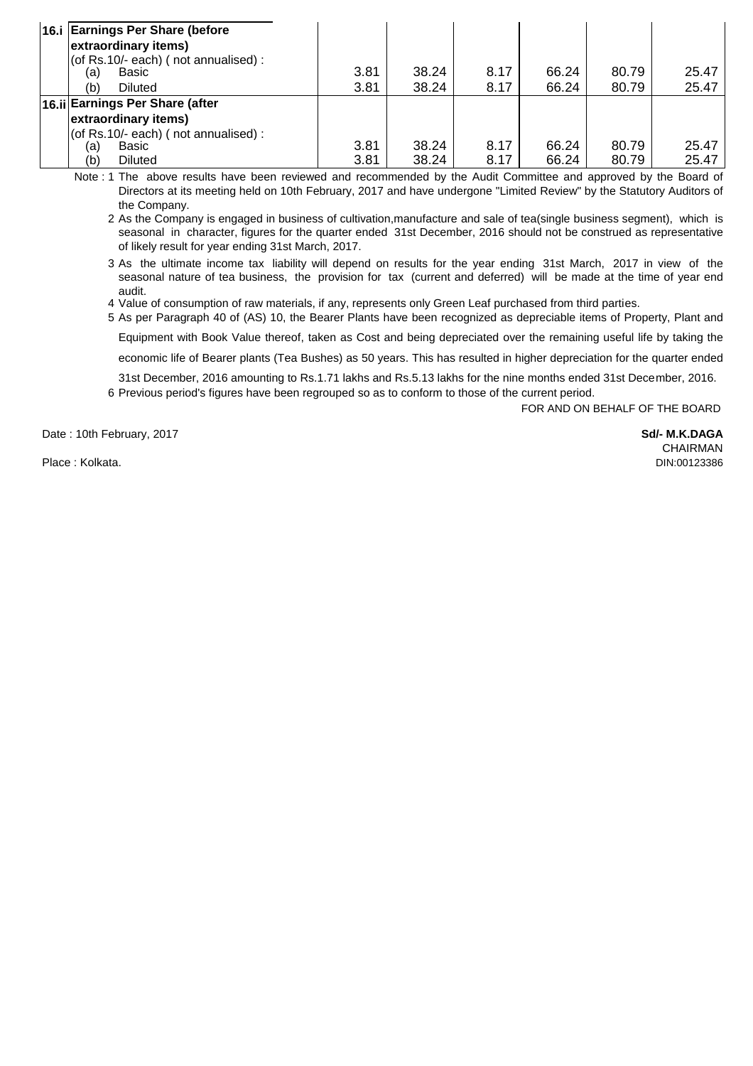| | | | | | | | |
|---|---|---|---|---|---|---|---|
| **16.i** | **Earnings Per Share (before extraordinary items)** (of Rs.10/- each) ( not annualised) : | | | | | | |
| | (a) Basic | 3.81 | 38.24 | 8.17 | 66.24 | 80.79 | 25.47 |
| | (b) Diluted | 3.81 | 38.24 | 8.17 | 66.24 | 80.79 | 25.47 |
| **16.ii** | **Earnings Per Share (after extraordinary items)** (of Rs.10/- each) ( not annualised) : | | | | | | |
| | (a) Basic | 3.81 | 38.24 | 8.17 | 66.24 | 80.79 | 25.47 |
| | (b) Diluted | 3.81 | 38.24 | 8.17 | 66.24 | 80.79 | 25.47 |

Note :
1. The above results have been reviewed and recommended by the Audit Committee and approved by the Board of Directors at its meeting held on 10th February, 2017 and have undergone "Limited Review" by the Statutory Auditors of the Company.
2. As the Company is engaged in business of cultivation,manufacture and sale of tea(single business segment), which is seasonal in character, figures for the quarter ended 31st December, 2016 should not be construed as representative of likely result for year ending 31st March, 2017.
3. As the ultimate income tax liability will depend on results for the year ending 31st March, 2017 in view of the seasonal nature of tea business, the provision for tax (current and deferred) will be made at the time of year end audit.
4. Value of consumption of raw materials, if any, represents only Green Leaf purchased from third parties.
5. As per Paragraph 40 of (AS) 10, the Bearer Plants have been recognized as depreciable items of Property, Plant and Equipment with Book Value thereof, taken as Cost and being depreciated over the remaining useful life by taking the economic life of Bearer plants (Tea Bushes) as 50 years. This has resulted in higher depreciation for the quarter ended 31st December, 2016 amounting to Rs.1.71 lakhs and Rs.5.13 lakhs for the nine months ended 31st December, 2016.
6. Previous period's figures have been regrouped so as to conform to those of the current period.

FOR AND ON BEHALF OF THE BOARD

Date : 10th February, 2017

**Sd/- M.K.DAGA**
CHAIRMAN
DIN:00123386

Place : Kolkata.